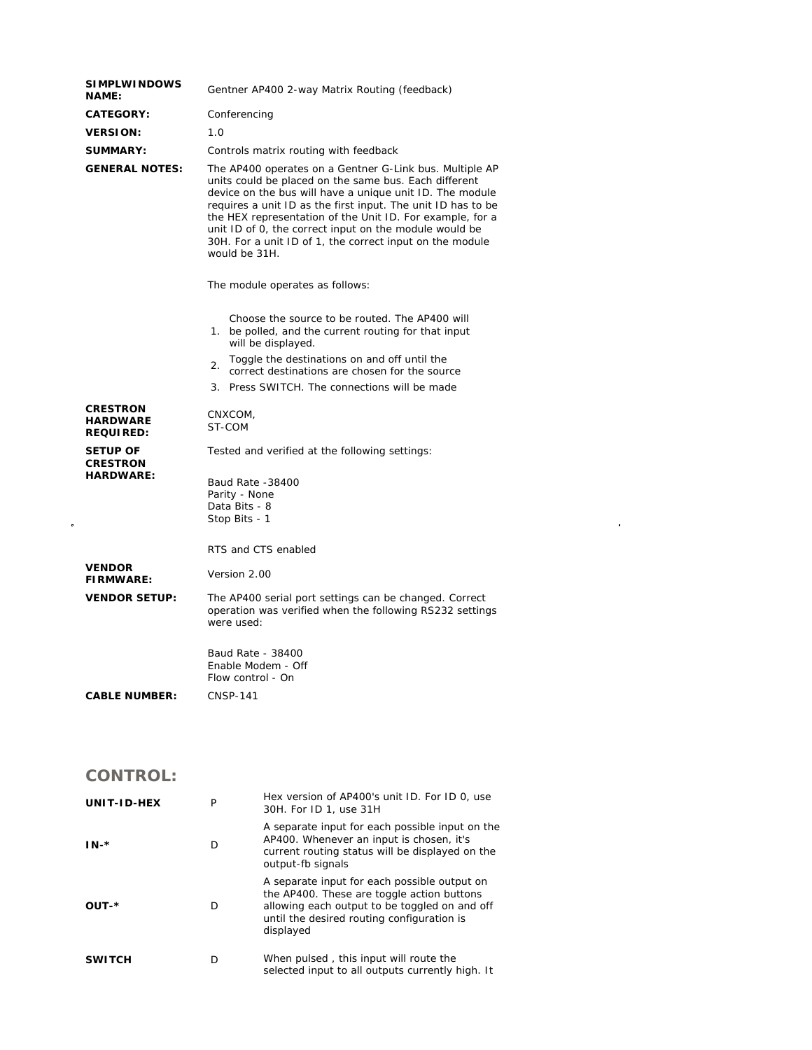| | |
|---|---|
| **SIMPLWINDOWS NAME:** | Gentner AP400 2-way Matrix Routing (feedback) |
| **CATEGORY:** | Conferencing |
| **VERSION:** | 1.0 |
| **SUMMARY:** | Controls matrix routing with feedback |
| **GENERAL NOTES:** | The AP400 operates on a Gentner G-Link bus. Multiple AP units could be placed on the same bus. Each different device on the bus will have a unique unit ID. The module requires a unit ID as the first input. The unit ID has to be the HEX representation of the Unit ID. For example, for a unit ID of 0, the correct input on the module would be 30H. For a unit ID of 1, the correct input on the module would be 31H.<br><br>The module operates as follows:<br><br>1. Choose the source to be routed. The AP400 will be polled, and the current routing for that input will be displayed.<br>2. Toggle the destinations on and off until the correct destinations are chosen for the source<br>3. Press SWITCH. The connections will be made |
| **CRESTRON HARDWARE REQUIRED:** | CNXCOM,<br>ST-COM |
| **SETUP OF CRESTRON HARDWARE:** | Tested and verified at the following settings:<br><br>Baud Rate -38400<br>Parity - None<br>Data Bits - 8<br>Stop Bits - 1<br><br>RTS and CTS enabled |
| **VENDOR FIRMWARE:** | Version 2.00 |
| **VENDOR SETUP:** | The AP400 serial port settings can be changed. Correct operation was verified when the following RS232 settings were used:<br><br>Baud Rate - 38400<br>Enable Modem - Off<br>Flow control - On |
| **CABLE NUMBER:** | CNSP-141 |

## CONTROL:

| | | |
|---|---|---|
| **UNIT-ID-HEX** | P | Hex version of AP400's unit ID. For ID 0, use 30H. For ID 1, use 31H |
| **IN-*** | D | A separate input for each possible input on the AP400. Whenever an input is chosen, it's current routing status will be displayed on the output-fb signals |
| **OUT-*** | D | A separate input for each possible output on the AP400. These are toggle action buttons allowing each output to be toggled on and off until the desired routing configuration is displayed |
| **SWITCH** | D | When pulsed , this input will route the selected input to all outputs currently high. It |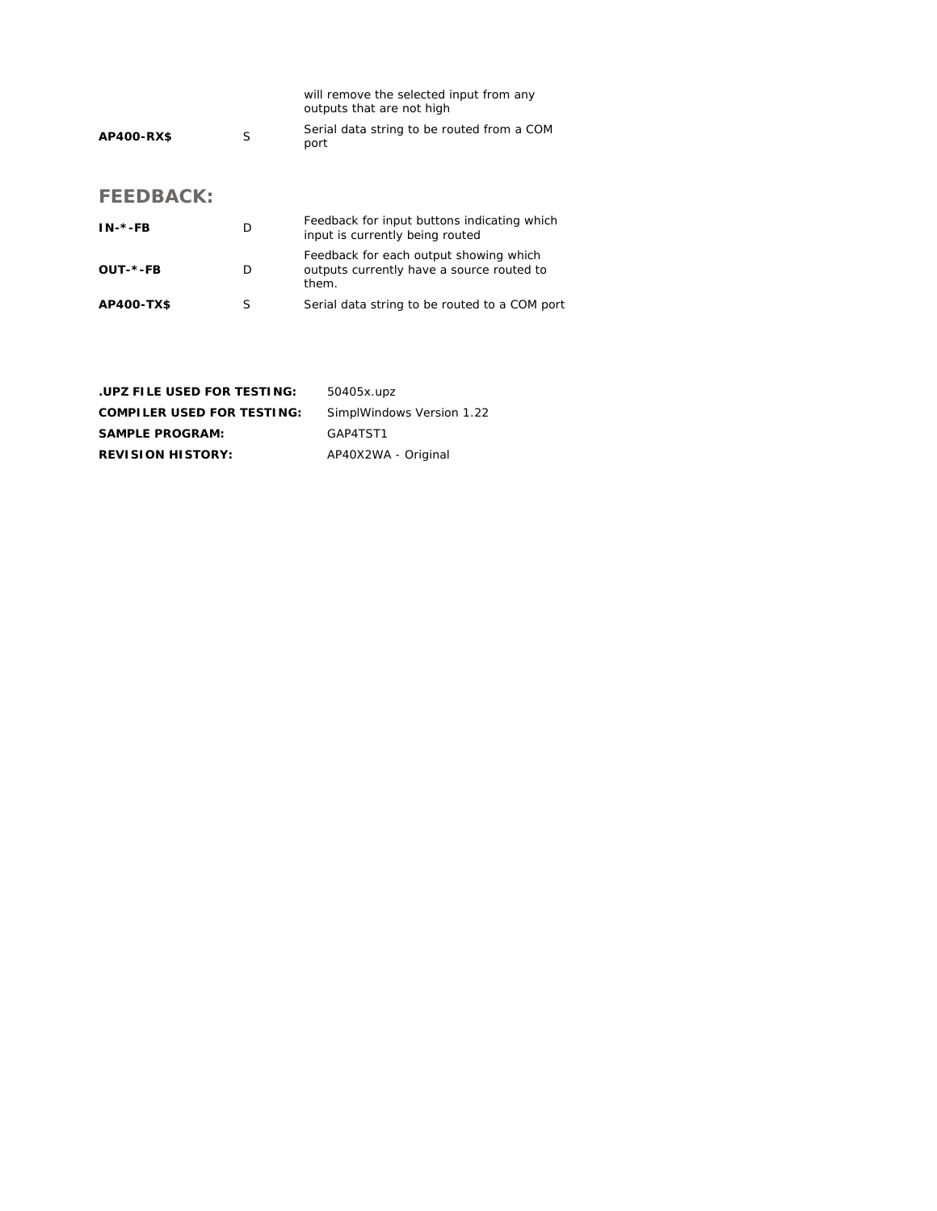| | | |
|---|---|---|
| | | will remove the selected input from any outputs that are not high |
| **AP400-RX$** | S | Serial data string to be routed from a COM port |

## FEEDBACK:

| | | |
|---|---|---|
| **IN-*-FB** | D | Feedback for input buttons indicating which input is currently being routed |
| **OUT-*-FB** | D | Feedback for each output showing which outputs currently have a source routed to them. |
| **AP400-TX$** | S | Serial data string to be routed to a COM port |

| | |
|---|---|
| **.UPZ FILE USED FOR TESTING:** | 50405x.upz |
| **COMPILER USED FOR TESTING:** | SimplWindows Version 1.22 |
| **SAMPLE PROGRAM:** | GAP4TST1 |
| **REVISION HISTORY:** | AP40X2WA - Original |